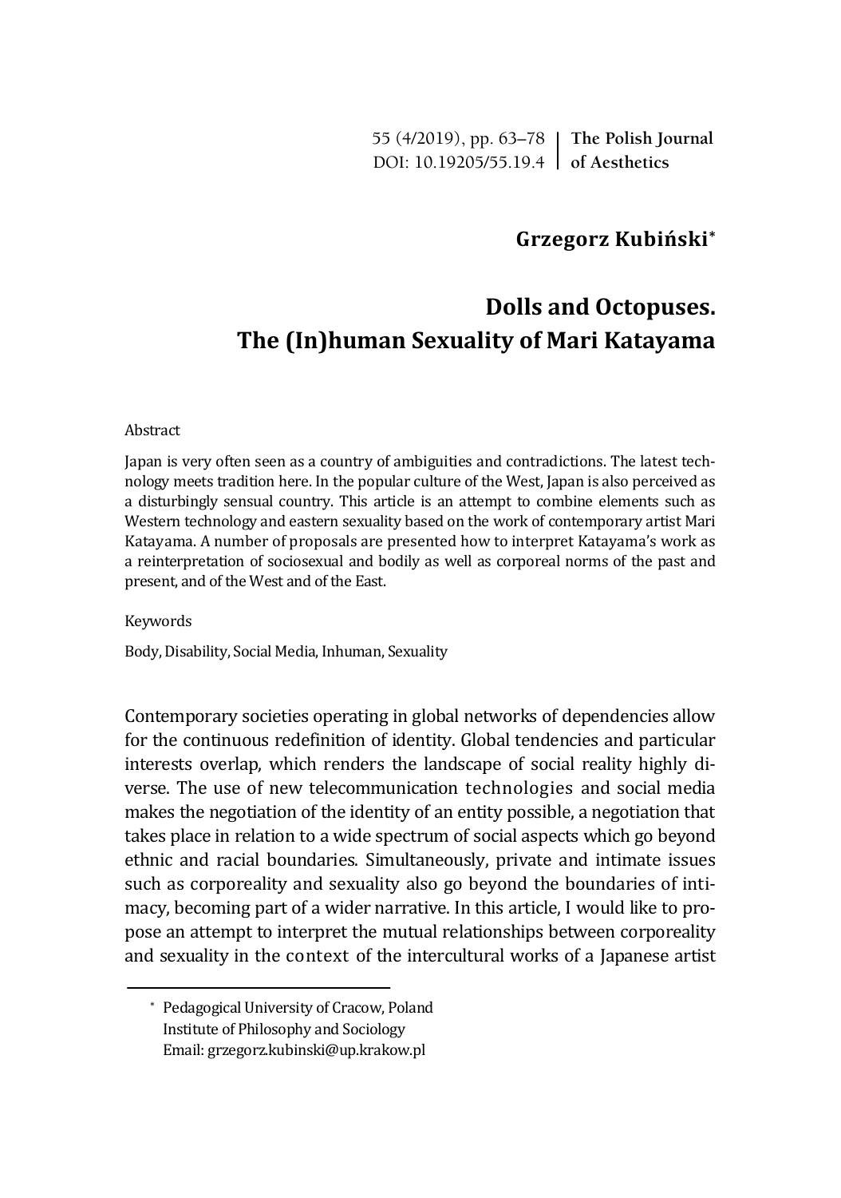55 (4/2019), pp. 63–78 | **The Polish Journal of Aesthetics**
DOI: 10.19205/55.19.4

**Grzegorz Kubiński***

# Dolls and Octopuses. The (In)human Sexuality of Mari Katayama

Abstract

Japan is very often seen as a country of ambiguities and contradictions. The latest technology meets tradition here. In the popular culture of the West, Japan is also perceived as a disturbingly sensual country. This article is an attempt to combine elements such as Western technology and eastern sexuality based on the work of contemporary artist Mari Katayama. A number of proposals are presented how to interpret Katayama's work as a reinterpretation of sociosexual and bodily as well as corporeal norms of the past and present, and of the West and of the East.

Keywords

Body, Disability, Social Media, Inhuman, Sexuality

Contemporary societies operating in global networks of dependencies allow for the continuous redefinition of identity. Global tendencies and particular interests overlap, which renders the landscape of social reality highly diverse. The use of new telecommunication technologies and social media makes the negotiation of the identity of an entity possible, a negotiation that takes place in relation to a wide spectrum of social aspects which go beyond ethnic and racial boundaries. Simultaneously, private and intimate issues such as corporeality and sexuality also go beyond the boundaries of intimacy, becoming part of a wider narrative. In this article, I would like to propose an attempt to interpret the mutual relationships between corporeality and sexuality in the context of the intercultural works of a Japanese artist

* Pedagogical University of Cracow, Poland
Institute of Philosophy and Sociology
Email: grzegorz.kubinski@up.krakow.pl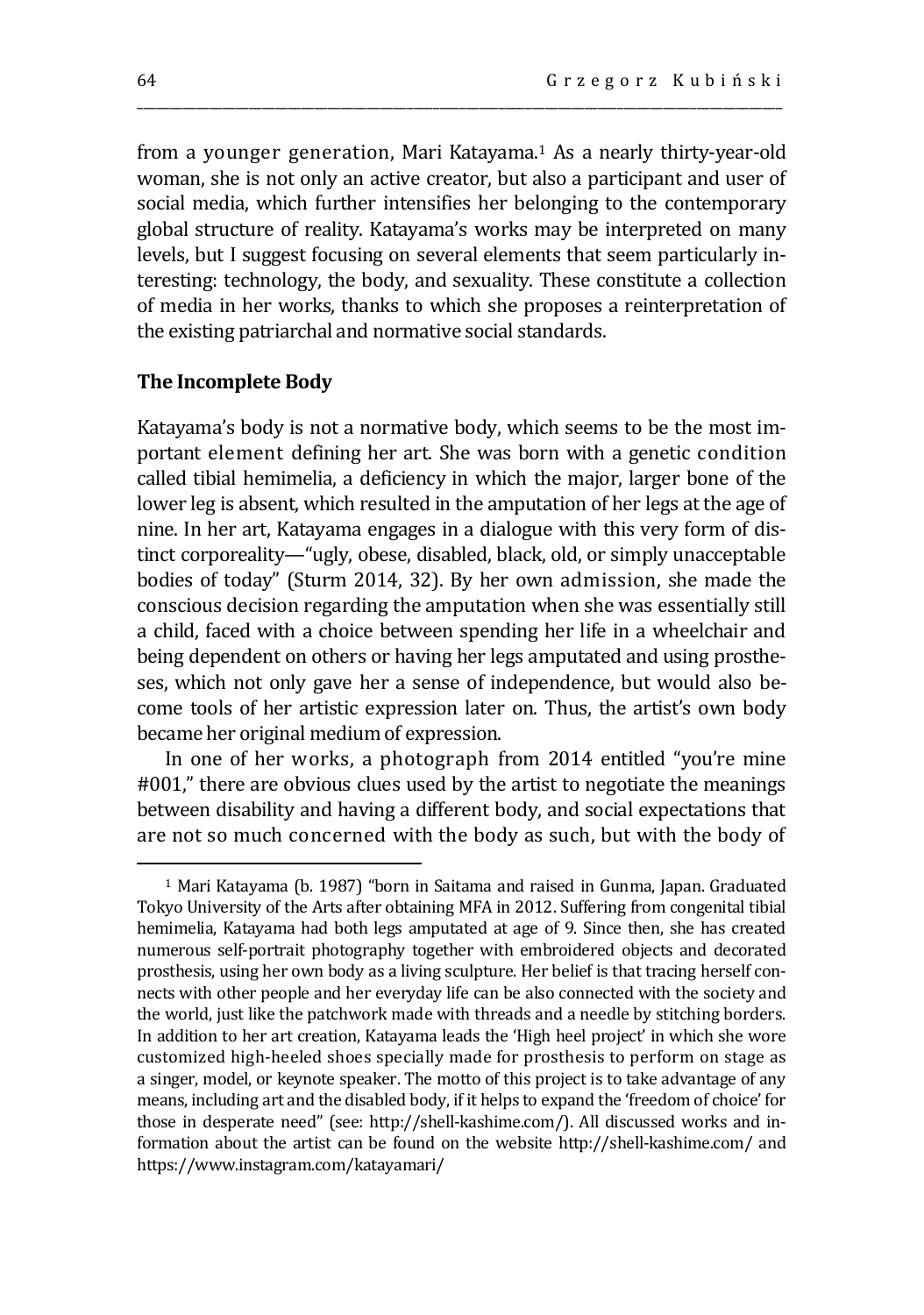from a younger generation, Mari Katayama.[1] As a nearly thirty-year-old woman, she is not only an active creator, but also a participant and user of social media, which further intensifies her belonging to the contemporary global structure of reality. Katayama's works may be interpreted on many levels, but I suggest focusing on several elements that seem particularly interesting: technology, the body, and sexuality. These constitute a collection of media in her works, thanks to which she proposes a reinterpretation of the existing patriarchal and normative social standards.

## The Incomplete Body

Katayama's body is not a normative body, which seems to be the most important element defining her art. She was born with a genetic condition called tibial hemimelia, a deficiency in which the major, larger bone of the lower leg is absent, which resulted in the amputation of her legs at the age of nine. In her art, Katayama engages in a dialogue with this very form of distinct corporeality—"ugly, obese, disabled, black, old, or simply unacceptable bodies of today" (Sturm 2014, 32). By her own admission, she made the conscious decision regarding the amputation when she was essentially still a child, faced with a choice between spending her life in a wheelchair and being dependent on others or having her legs amputated and using prostheses, which not only gave her a sense of independence, but would also become tools of her artistic expression later on. Thus, the artist's own body became her original medium of expression.

In one of her works, a photograph from 2014 entitled "you're mine #001," there are obvious clues used by the artist to negotiate the meanings between disability and having a different body, and social expectations that are not so much concerned with the body as such, but with the body of

---

[1] Mari Katayama (b. 1987) "born in Saitama and raised in Gunma, Japan. Graduated Tokyo University of the Arts after obtaining MFA in 2012. Suffering from congenital tibial hemimelia, Katayama had both legs amputated at age of 9. Since then, she has created numerous self-portrait photography together with embroidered objects and decorated prosthesis, using her own body as a living sculpture. Her belief is that tracing herself connects with other people and her everyday life can be also connected with the society and the world, just like the patchwork made with threads and a needle by stitching borders. In addition to her art creation, Katayama leads the 'High heel project' in which she wore customized high-heeled shoes specially made for prosthesis to perform on stage as a singer, model, or keynote speaker. The motto of this project is to take advantage of any means, including art and the disabled body, if it helps to expand the 'freedom of choice' for those in desperate need" (see: http://shell-kashime.com/). All discussed works and information about the artist can be found on the website http://shell-kashime.com/ and https://www.instagram.com/katayamari/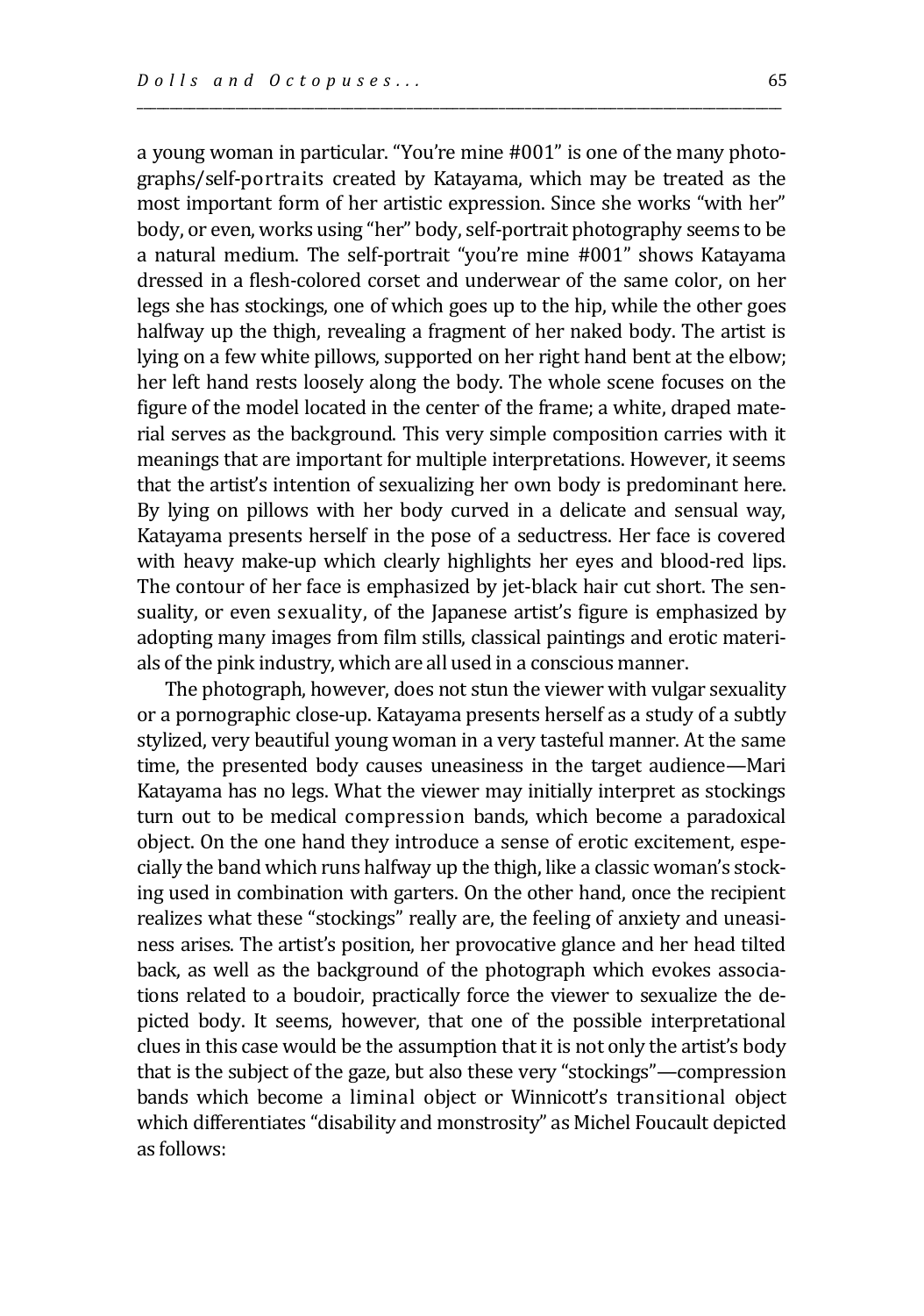a young woman in particular. "You're mine #001" is one of the many photographs/self-portraits created by Katayama, which may be treated as the most important form of her artistic expression. Since she works "with her" body, or even, works using "her" body, self-portrait photography seems to be a natural medium. The self-portrait "you're mine #001" shows Katayama dressed in a flesh-colored corset and underwear of the same color, on her legs she has stockings, one of which goes up to the hip, while the other goes halfway up the thigh, revealing a fragment of her naked body. The artist is lying on a few white pillows, supported on her right hand bent at the elbow; her left hand rests loosely along the body. The whole scene focuses on the figure of the model located in the center of the frame; a white, draped material serves as the background. This very simple composition carries with it meanings that are important for multiple interpretations. However, it seems that the artist's intention of sexualizing her own body is predominant here. By lying on pillows with her body curved in a delicate and sensual way, Katayama presents herself in the pose of a seductress. Her face is covered with heavy make-up which clearly highlights her eyes and blood-red lips. The contour of her face is emphasized by jet-black hair cut short. The sensuality, or even sexuality, of the Japanese artist's figure is emphasized by adopting many images from film stills, classical paintings and erotic materials of the pink industry, which are all used in a conscious manner.

The photograph, however, does not stun the viewer with vulgar sexuality or a pornographic close-up. Katayama presents herself as a study of a subtly stylized, very beautiful young woman in a very tasteful manner. At the same time, the presented body causes uneasiness in the target audience—Mari Katayama has no legs. What the viewer may initially interpret as stockings turn out to be medical compression bands, which become a paradoxical object. On the one hand they introduce a sense of erotic excitement, especially the band which runs halfway up the thigh, like a classic woman's stocking used in combination with garters. On the other hand, once the recipient realizes what these "stockings" really are, the feeling of anxiety and uneasiness arises. The artist's position, her provocative glance and her head tilted back, as well as the background of the photograph which evokes associations related to a boudoir, practically force the viewer to sexualize the depicted body. It seems, however, that one of the possible interpretational clues in this case would be the assumption that it is not only the artist's body that is the subject of the gaze, but also these very "stockings"—compression bands which become a liminal object or Winnicott's transitional object which differentiates "disability and monstrosity" as Michel Foucault depicted as follows: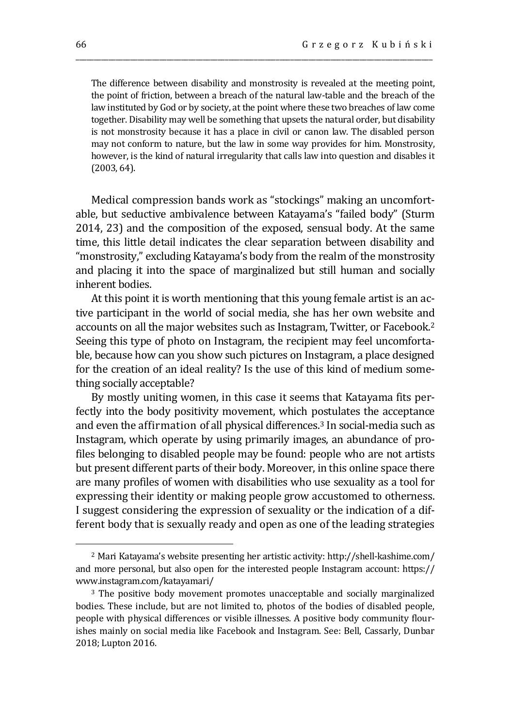> The difference between disability and monstrosity is revealed at the meeting point, the point of friction, between a breach of the natural law-table and the breach of the law instituted by God or by society, at the point where these two breaches of law come together. Disability may well be something that upsets the natural order, but disability is not monstrosity because it has a place in civil or canon law. The disabled person may not conform to nature, but the law in some way provides for him. Monstrosity, however, is the kind of natural irregularity that calls law into question and disables it (2003, 64).

Medical compression bands work as "stockings" making an uncomfortable, but seductive ambivalence between Katayama's "failed body" (Sturm 2014, 23) and the composition of the exposed, sensual body. At the same time, this little detail indicates the clear separation between disability and "monstrosity," excluding Katayama's body from the realm of the monstrosity and placing it into the space of marginalized but still human and socially inherent bodies.

At this point it is worth mentioning that this young female artist is an active participant in the world of social media, she has her own website and accounts on all the major websites such as Instagram, Twitter, or Facebook.[2] Seeing this type of photo on Instagram, the recipient may feel uncomfortable, because how can you show such pictures on Instagram, a place designed for the creation of an ideal reality? Is the use of this kind of medium something socially acceptable?

By mostly uniting women, in this case it seems that Katayama fits perfectly into the body positivity movement, which postulates the acceptance and even the affirmation of all physical differences.[3] In social-media such as Instagram, which operate by using primarily images, an abundance of profiles belonging to disabled people may be found: people who are not artists but present different parts of their body. Moreover, in this online space there are many profiles of women with disabilities who use sexuality as a tool for expressing their identity or making people grow accustomed to otherness. I suggest considering the expression of sexuality or the indication of a different body that is sexually ready and open as one of the leading strategies

---

[2] Mari Katayama's website presenting her artistic activity: http://shell-kashime.com/ and more personal, but also open for the interested people Instagram account: https://www.instagram.com/katayamari/

[3] The positive body movement promotes unacceptable and socially marginalized bodies. These include, but are not limited to, photos of the bodies of disabled people, people with physical differences or visible illnesses. A positive body community flourishes mainly on social media like Facebook and Instagram. See: Bell, Cassarly, Dunbar 2018; Lupton 2016.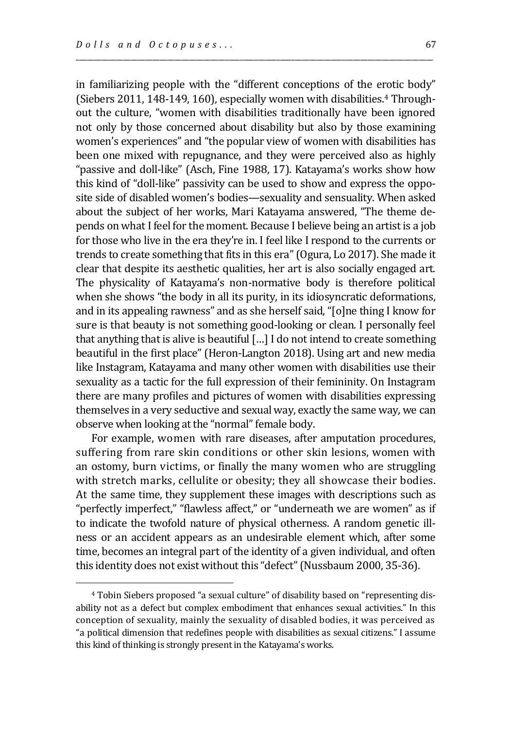in familiarizing people with the "different conceptions of the erotic body" (Siebers 2011, 148-149, 160), especially women with disabilities.[4] Throughout the culture, "women with disabilities traditionally have been ignored not only by those concerned about disability but also by those examining women's experiences" and "the popular view of women with disabilities has been one mixed with repugnance, and they were perceived also as highly "passive and doll-like" (Asch, Fine 1988, 17). Katayama's works show how this kind of "doll-like" passivity can be used to show and express the opposite side of disabled women's bodies—sexuality and sensuality. When asked about the subject of her works, Mari Katayama answered, "The theme depends on what I feel for the moment. Because I believe being an artist is a job for those who live in the era they're in. I feel like I respond to the currents or trends to create something that fits in this era" (Ogura, Lo 2017). She made it clear that despite its aesthetic qualities, her art is also socially engaged art. The physicality of Katayama's non-normative body is therefore political when she shows "the body in all its purity, in its idiosyncratic deformations, and in its appealing rawness" and as she herself said, "[o]ne thing I know for sure is that beauty is not something good-looking or clean. I personally feel that anything that is alive is beautiful […] I do not intend to create something beautiful in the first place" (Heron-Langton 2018). Using art and new media like Instagram, Katayama and many other women with disabilities use their sexuality as a tactic for the full expression of their femininity. On Instagram there are many profiles and pictures of women with disabilities expressing themselves in a very seductive and sexual way, exactly the same way, we can observe when looking at the "normal" female body.

For example, women with rare diseases, after amputation procedures, suffering from rare skin conditions or other skin lesions, women with an ostomy, burn victims, or finally the many women who are struggling with stretch marks, cellulite or obesity; they all showcase their bodies. At the same time, they supplement these images with descriptions such as "perfectly imperfect," "flawless affect," or "underneath we are women" as if to indicate the twofold nature of physical otherness. A random genetic illness or an accident appears as an undesirable element which, after some time, becomes an integral part of the identity of a given individual, and often this identity does not exist without this "defect" (Nussbaum 2000, 35-36).

---

[4] Tobin Siebers proposed "a sexual culture" of disability based on "representing disability not as a defect but complex embodiment that enhances sexual activities." In this conception of sexuality, mainly the sexuality of disabled bodies, it was perceived as "a political dimension that redefines people with disabilities as sexual citizens." I assume this kind of thinking is strongly present in the Katayama's works.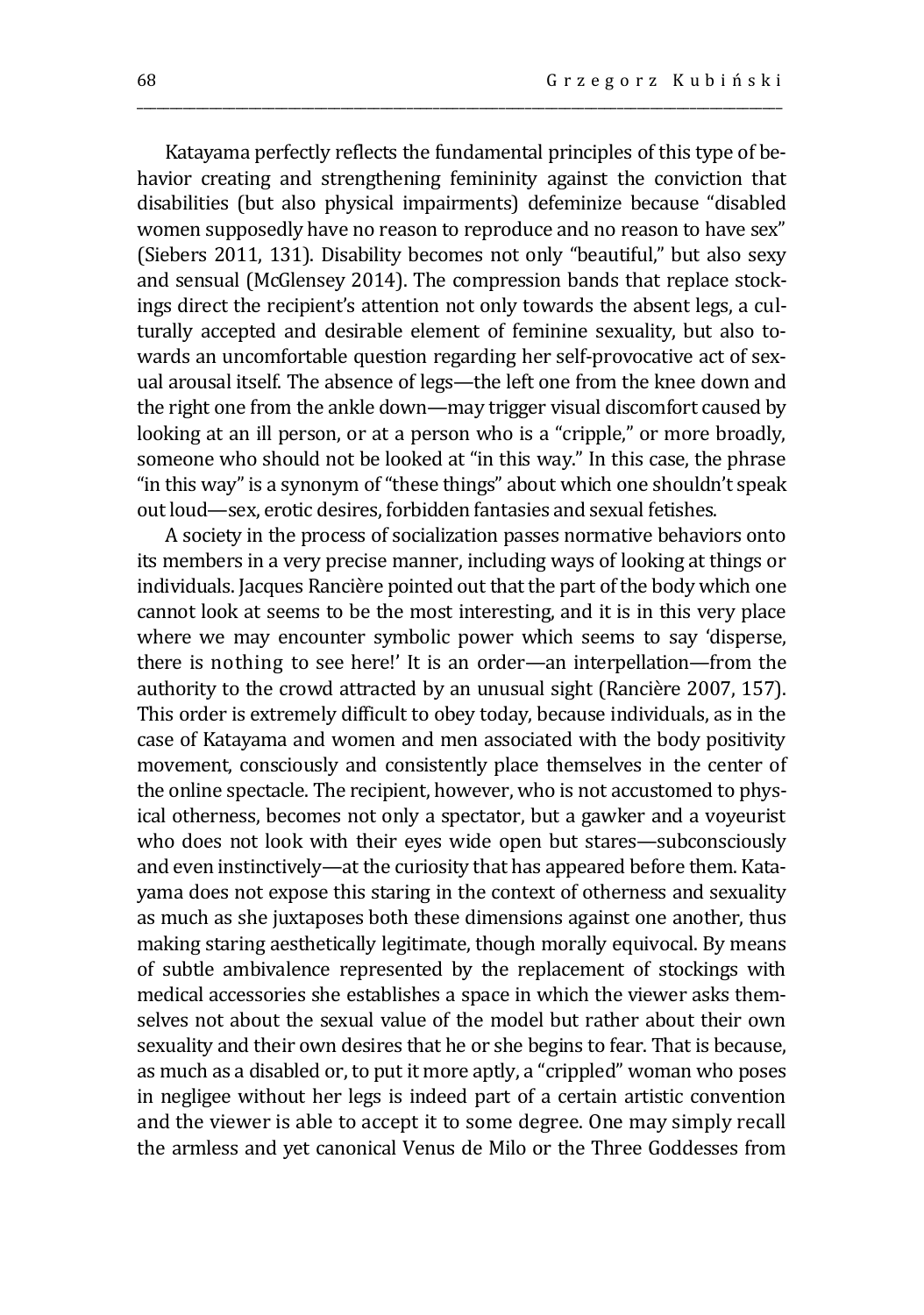Katayama perfectly reflects the fundamental principles of this type of behavior creating and strengthening femininity against the conviction that disabilities (but also physical impairments) defeminize because "disabled women supposedly have no reason to reproduce and no reason to have sex" (Siebers 2011, 131). Disability becomes not only "beautiful," but also sexy and sensual (McGlensey 2014). The compression bands that replace stockings direct the recipient's attention not only towards the absent legs, a culturally accepted and desirable element of feminine sexuality, but also towards an uncomfortable question regarding her self-provocative act of sexual arousal itself. The absence of legs—the left one from the knee down and the right one from the ankle down—may trigger visual discomfort caused by looking at an ill person, or at a person who is a "cripple," or more broadly, someone who should not be looked at "in this way." In this case, the phrase "in this way" is a synonym of "these things" about which one shouldn't speak out loud—sex, erotic desires, forbidden fantasies and sexual fetishes.

A society in the process of socialization passes normative behaviors onto its members in a very precise manner, including ways of looking at things or individuals. Jacques Rancière pointed out that the part of the body which one cannot look at seems to be the most interesting, and it is in this very place where we may encounter symbolic power which seems to say 'disperse, there is nothing to see here!' It is an order—an interpellation—from the authority to the crowd attracted by an unusual sight (Rancière 2007, 157). This order is extremely difficult to obey today, because individuals, as in the case of Katayama and women and men associated with the body positivity movement, consciously and consistently place themselves in the center of the online spectacle. The recipient, however, who is not accustomed to physical otherness, becomes not only a spectator, but a gawker and a voyeurist who does not look with their eyes wide open but stares—subconsciously and even instinctively—at the curiosity that has appeared before them. Katayama does not expose this staring in the context of otherness and sexuality as much as she juxtaposes both these dimensions against one another, thus making staring aesthetically legitimate, though morally equivocal. By means of subtle ambivalence represented by the replacement of stockings with medical accessories she establishes a space in which the viewer asks themselves not about the sexual value of the model but rather about their own sexuality and their own desires that he or she begins to fear. That is because, as much as a disabled or, to put it more aptly, a "crippled" woman who poses in negligee without her legs is indeed part of a certain artistic convention and the viewer is able to accept it to some degree. One may simply recall the armless and yet canonical Venus de Milo or the Three Goddesses from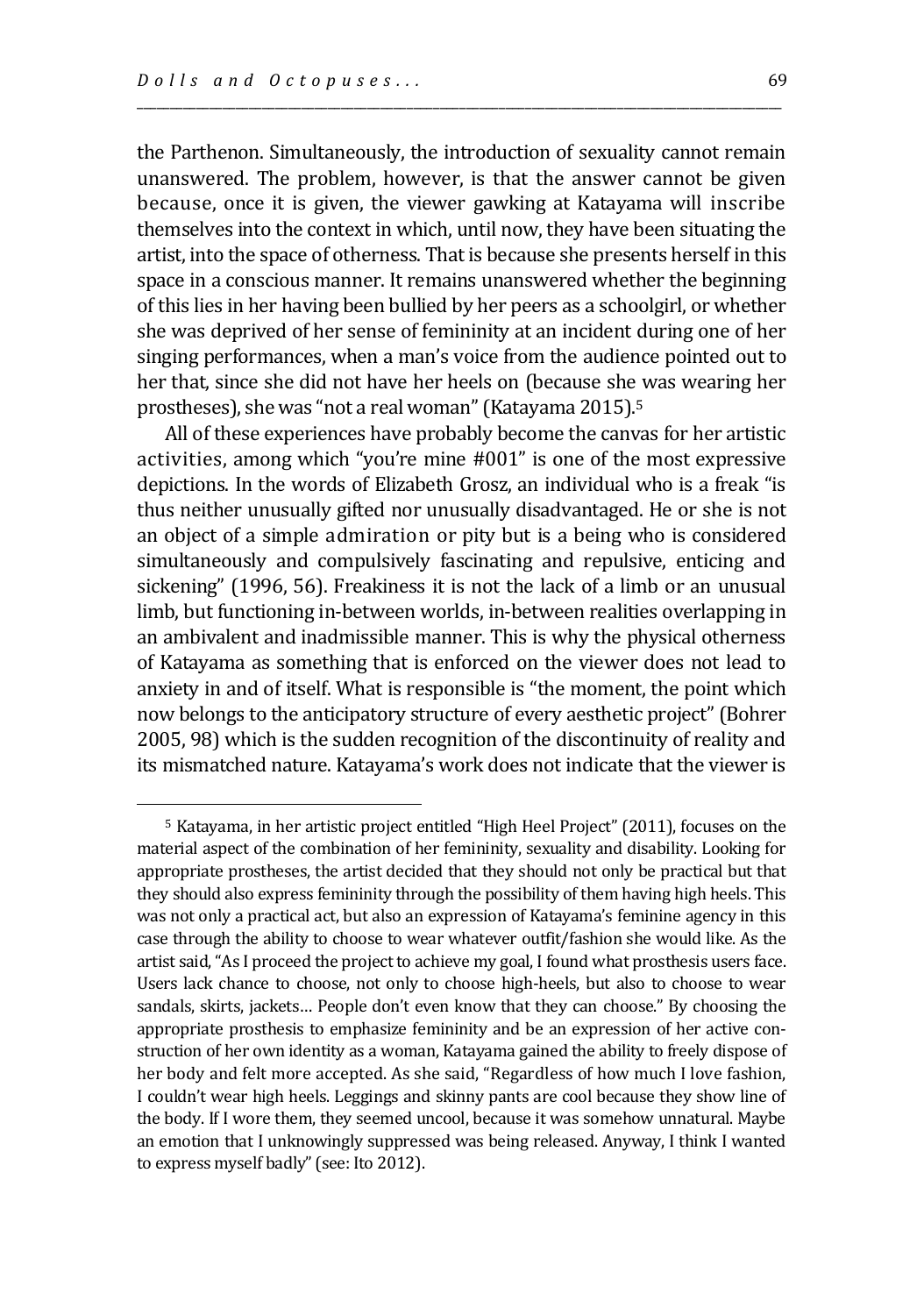the Parthenon. Simultaneously, the introduction of sexuality cannot remain unanswered. The problem, however, is that the answer cannot be given because, once it is given, the viewer gawking at Katayama will inscribe themselves into the context in which, until now, they have been situating the artist, into the space of otherness. That is because she presents herself in this space in a conscious manner. It remains unanswered whether the beginning of this lies in her having been bullied by her peers as a schoolgirl, or whether she was deprived of her sense of femininity at an incident during one of her singing performances, when a man's voice from the audience pointed out to her that, since she did not have her heels on (because she was wearing her prostheses), she was "not a real woman" (Katayama 2015).[5]

All of these experiences have probably become the canvas for her artistic activities, among which "you're mine #001" is one of the most expressive depictions. In the words of Elizabeth Grosz, an individual who is a freak "is thus neither unusually gifted nor unusually disadvantaged. He or she is not an object of a simple admiration or pity but is a being who is considered simultaneously and compulsively fascinating and repulsive, enticing and sickening" (1996, 56). Freakiness it is not the lack of a limb or an unusual limb, but functioning in-between worlds, in-between realities overlapping in an ambivalent and inadmissible manner. This is why the physical otherness of Katayama as something that is enforced on the viewer does not lead to anxiety in and of itself. What is responsible is "the moment, the point which now belongs to the anticipatory structure of every aesthetic project" (Bohrer 2005, 98) which is the sudden recognition of the discontinuity of reality and its mismatched nature. Katayama's work does not indicate that the viewer is

[5] Katayama, in her artistic project entitled "High Heel Project" (2011), focuses on the material aspect of the combination of her femininity, sexuality and disability. Looking for appropriate prostheses, the artist decided that they should not only be practical but that they should also express femininity through the possibility of them having high heels. This was not only a practical act, but also an expression of Katayama's feminine agency in this case through the ability to choose to wear whatever outfit/fashion she would like. As the artist said, "As I proceed the project to achieve my goal, I found what prosthesis users face. Users lack chance to choose, not only to choose high-heels, but also to choose to wear sandals, skirts, jackets… People don't even know that they can choose." By choosing the appropriate prosthesis to emphasize femininity and be an expression of her active construction of her own identity as a woman, Katayama gained the ability to freely dispose of her body and felt more accepted. As she said, "Regardless of how much I love fashion, I couldn't wear high heels. Leggings and skinny pants are cool because they show line of the body. If I wore them, they seemed uncool, because it was somehow unnatural. Maybe an emotion that I unknowingly suppressed was being released. Anyway, I think I wanted to express myself badly" (see: Ito 2012).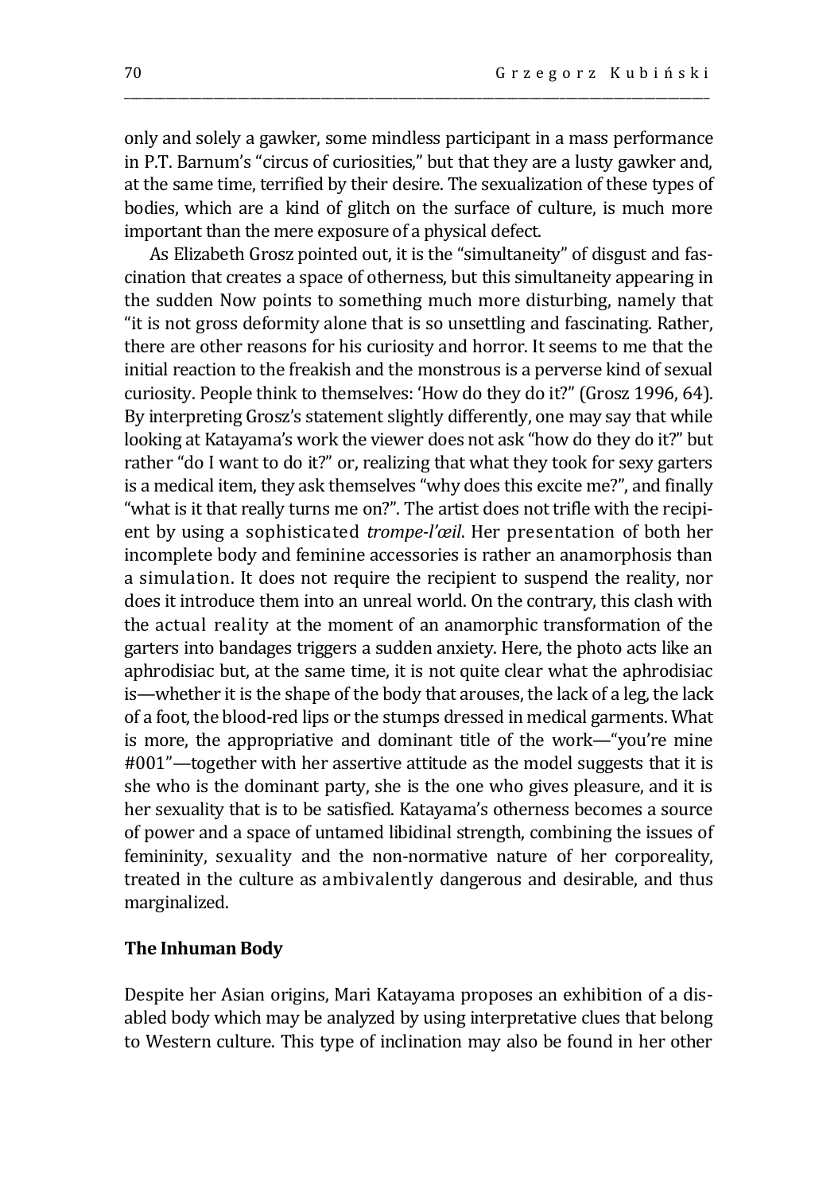only and solely a gawker, some mindless participant in a mass performance in P.T. Barnum's "circus of curiosities," but that they are a lusty gawker and, at the same time, terrified by their desire. The sexualization of these types of bodies, which are a kind of glitch on the surface of culture, is much more important than the mere exposure of a physical defect.

As Elizabeth Grosz pointed out, it is the "simultaneity" of disgust and fascination that creates a space of otherness, but this simultaneity appearing in the sudden Now points to something much more disturbing, namely that "it is not gross deformity alone that is so unsettling and fascinating. Rather, there are other reasons for his curiosity and horror. It seems to me that the initial reaction to the freakish and the monstrous is a perverse kind of sexual curiosity. People think to themselves: 'How do they do it?" (Grosz 1996, 64). By interpreting Grosz's statement slightly differently, one may say that while looking at Katayama's work the viewer does not ask "how do they do it?" but rather "do I want to do it?" or, realizing that what they took for sexy garters is a medical item, they ask themselves "why does this excite me?", and finally "what is it that really turns me on?". The artist does not trifle with the recipient by using a sophisticated *trompe-l'œil*. Her presentation of both her incomplete body and feminine accessories is rather an anamorphosis than a simulation. It does not require the recipient to suspend the reality, nor does it introduce them into an unreal world. On the contrary, this clash with the actual reality at the moment of an anamorphic transformation of the garters into bandages triggers a sudden anxiety. Here, the photo acts like an aphrodisiac but, at the same time, it is not quite clear what the aphrodisiac is—whether it is the shape of the body that arouses, the lack of a leg, the lack of a foot, the blood-red lips or the stumps dressed in medical garments. What is more, the appropriative and dominant title of the work—"you're mine #001"—together with her assertive attitude as the model suggests that it is she who is the dominant party, she is the one who gives pleasure, and it is her sexuality that is to be satisfied. Katayama's otherness becomes a source of power and a space of untamed libidinal strength, combining the issues of femininity, sexuality and the non-normative nature of her corporeality, treated in the culture as ambivalently dangerous and desirable, and thus marginalized.

## The Inhuman Body

Despite her Asian origins, Mari Katayama proposes an exhibition of a disabled body which may be analyzed by using interpretative clues that belong to Western culture. This type of inclination may also be found in her other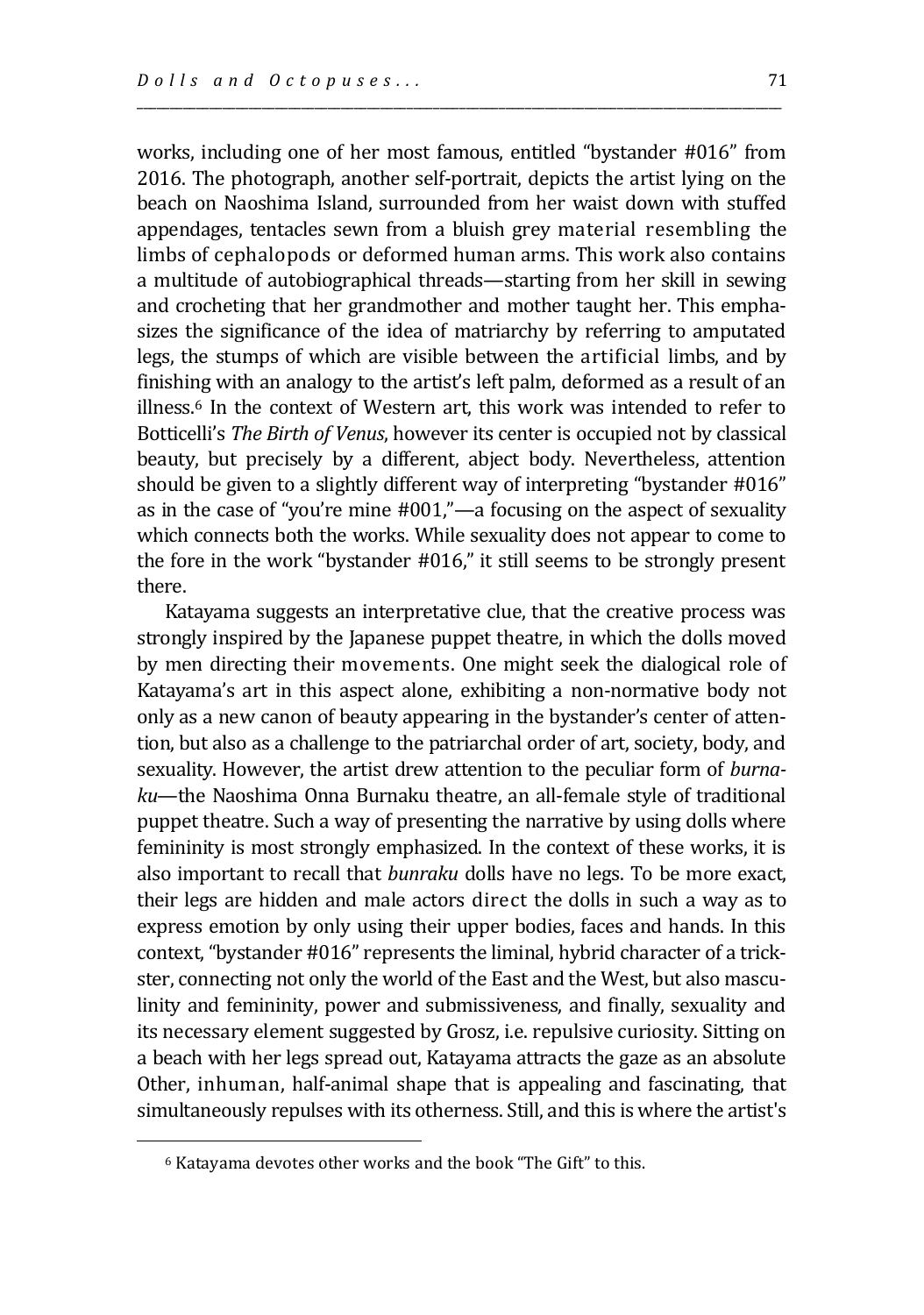works, including one of her most famous, entitled "bystander #016" from 2016. The photograph, another self-portrait, depicts the artist lying on the beach on Naoshima Island, surrounded from her waist down with stuffed appendages, tentacles sewn from a bluish grey material resembling the limbs of cephalopods or deformed human arms. This work also contains a multitude of autobiographical threads—starting from her skill in sewing and crocheting that her grandmother and mother taught her. This emphasizes the significance of the idea of matriarchy by referring to amputated legs, the stumps of which are visible between the artificial limbs, and by finishing with an analogy to the artist's left palm, deformed as a result of an illness.[6] In the context of Western art, this work was intended to refer to Botticelli's *The Birth of Venus*, however its center is occupied not by classical beauty, but precisely by a different, abject body. Nevertheless, attention should be given to a slightly different way of interpreting "bystander #016" as in the case of "you're mine #001,"—a focusing on the aspect of sexuality which connects both the works. While sexuality does not appear to come to the fore in the work "bystander #016," it still seems to be strongly present there.

Katayama suggests an interpretative clue, that the creative process was strongly inspired by the Japanese puppet theatre, in which the dolls moved by men directing their movements. One might seek the dialogical role of Katayama's art in this aspect alone, exhibiting a non-normative body not only as a new canon of beauty appearing in the bystander's center of attention, but also as a challenge to the patriarchal order of art, society, body, and sexuality. However, the artist drew attention to the peculiar form of *burnaku*—the Naoshima Onna Burnaku theatre, an all-female style of traditional puppet theatre. Such a way of presenting the narrative by using dolls where femininity is most strongly emphasized. In the context of these works, it is also important to recall that *bunraku* dolls have no legs. To be more exact, their legs are hidden and male actors direct the dolls in such a way as to express emotion by only using their upper bodies, faces and hands. In this context, "bystander #016" represents the liminal, hybrid character of a trickster, connecting not only the world of the East and the West, but also masculinity and femininity, power and submissiveness, and finally, sexuality and its necessary element suggested by Grosz, i.e. repulsive curiosity. Sitting on a beach with her legs spread out, Katayama attracts the gaze as an absolute Other, inhuman, half-animal shape that is appealing and fascinating, that simultaneously repulses with its otherness. Still, and this is where the artist's

[6] Katayama devotes other works and the book "The Gift" to this.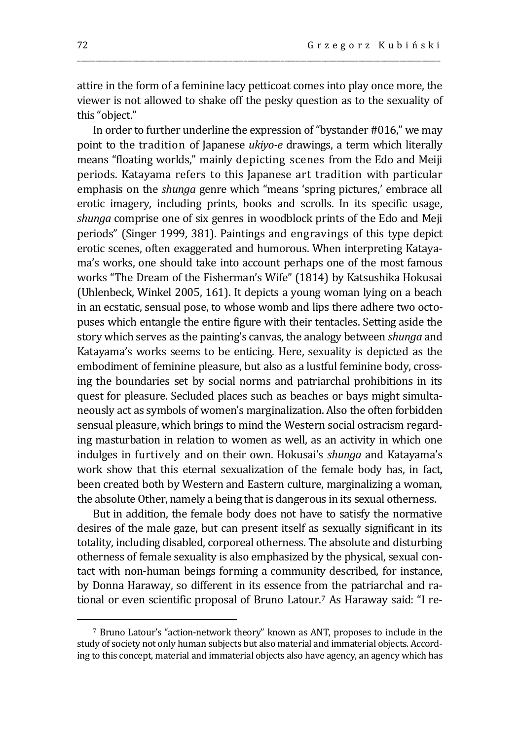attire in the form of a feminine lacy petticoat comes into play once more, the viewer is not allowed to shake off the pesky question as to the sexuality of this "object."

In order to further underline the expression of "bystander #016," we may point to the tradition of Japanese *ukiyo-e* drawings, a term which literally means "floating worlds," mainly depicting scenes from the Edo and Meiji periods. Katayama refers to this Japanese art tradition with particular emphasis on the *shunga* genre which "means 'spring pictures,' embrace all erotic imagery, including prints, books and scrolls. In its specific usage, *shunga* comprise one of six genres in woodblock prints of the Edo and Meji periods" (Singer 1999, 381). Paintings and engravings of this type depict erotic scenes, often exaggerated and humorous. When interpreting Katayama's works, one should take into account perhaps one of the most famous works "The Dream of the Fisherman's Wife" (1814) by Katsushika Hokusai (Uhlenbeck, Winkel 2005, 161). It depicts a young woman lying on a beach in an ecstatic, sensual pose, to whose womb and lips there adhere two octopuses which entangle the entire figure with their tentacles. Setting aside the story which serves as the painting's canvas, the analogy between *shunga* and Katayama's works seems to be enticing. Here, sexuality is depicted as the embodiment of feminine pleasure, but also as a lustful feminine body, crossing the boundaries set by social norms and patriarchal prohibitions in its quest for pleasure. Secluded places such as beaches or bays might simultaneously act as symbols of women's marginalization. Also the often forbidden sensual pleasure, which brings to mind the Western social ostracism regarding masturbation in relation to women as well, as an activity in which one indulges in furtively and on their own. Hokusai's *shunga* and Katayama's work show that this eternal sexualization of the female body has, in fact, been created both by Western and Eastern culture, marginalizing a woman, the absolute Other, namely a being that is dangerous in its sexual otherness.

But in addition, the female body does not have to satisfy the normative desires of the male gaze, but can present itself as sexually significant in its totality, including disabled, corporeal otherness. The absolute and disturbing otherness of female sexuality is also emphasized by the physical, sexual contact with non-human beings forming a community described, for instance, by Donna Haraway, so different in its essence from the patriarchal and rational or even scientific proposal of Bruno Latour.[7] As Haraway said: "I re-

[7] Bruno Latour's "action-network theory" known as ANT, proposes to include in the study of society not only human subjects but also material and immaterial objects. According to this concept, material and immaterial objects also have agency, an agency which has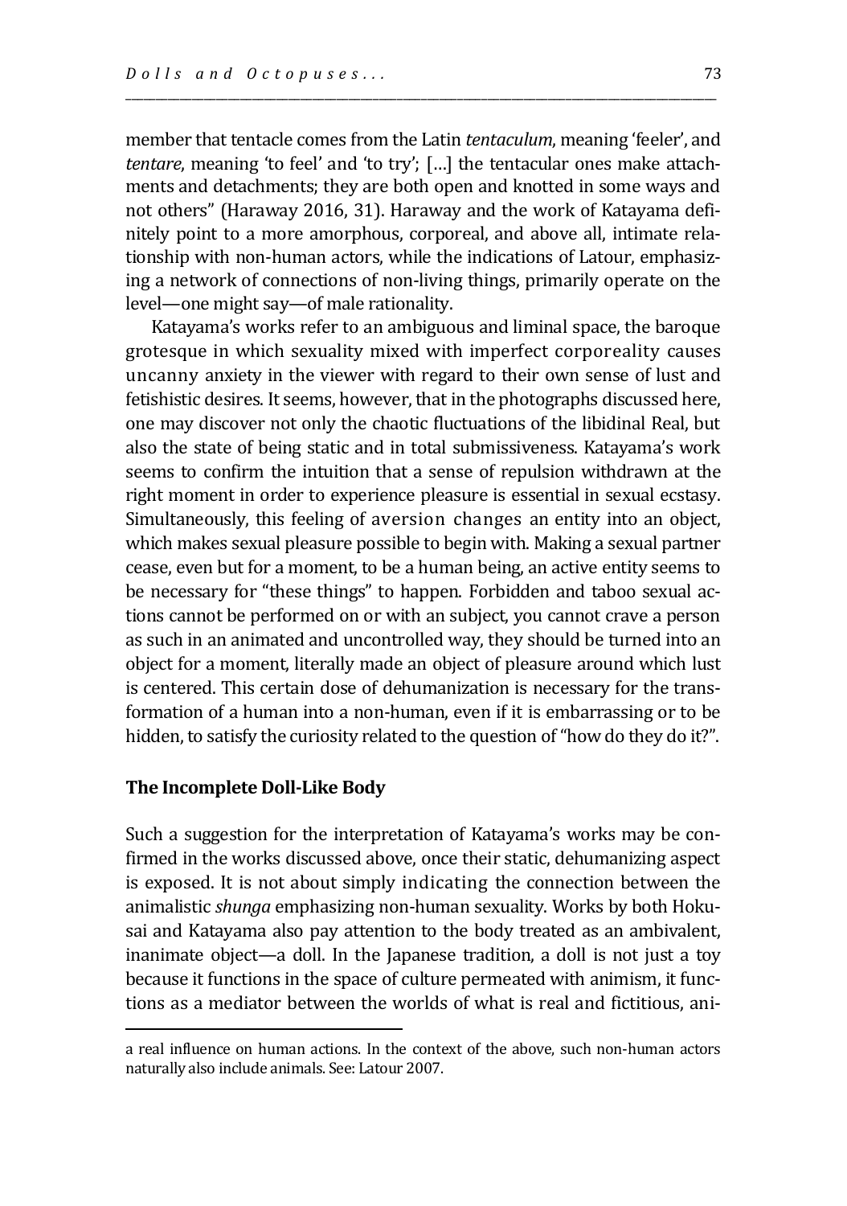member that tentacle comes from the Latin *tentaculum*, meaning 'feeler', and *tentare*, meaning 'to feel' and 'to try'; […] the tentacular ones make attachments and detachments; they are both open and knotted in some ways and not others" (Haraway 2016, 31). Haraway and the work of Katayama definitely point to a more amorphous, corporeal, and above all, intimate relationship with non-human actors, while the indications of Latour, emphasizing a network of connections of non-living things, primarily operate on the level—one might say—of male rationality.

Katayama's works refer to an ambiguous and liminal space, the baroque grotesque in which sexuality mixed with imperfect corporeality causes uncanny anxiety in the viewer with regard to their own sense of lust and fetishistic desires. It seems, however, that in the photographs discussed here, one may discover not only the chaotic fluctuations of the libidinal Real, but also the state of being static and in total submissiveness. Katayama's work seems to confirm the intuition that a sense of repulsion withdrawn at the right moment in order to experience pleasure is essential in sexual ecstasy. Simultaneously, this feeling of aversion changes an entity into an object, which makes sexual pleasure possible to begin with. Making a sexual partner cease, even but for a moment, to be a human being, an active entity seems to be necessary for "these things" to happen. Forbidden and taboo sexual actions cannot be performed on or with an subject, you cannot crave a person as such in an animated and uncontrolled way, they should be turned into an object for a moment, literally made an object of pleasure around which lust is centered. This certain dose of dehumanization is necessary for the transformation of a human into a non-human, even if it is embarrassing or to be hidden, to satisfy the curiosity related to the question of "how do they do it?".

## The Incomplete Doll-Like Body

Such a suggestion for the interpretation of Katayama's works may be confirmed in the works discussed above, once their static, dehumanizing aspect is exposed. It is not about simply indicating the connection between the animalistic *shunga* emphasizing non-human sexuality. Works by both Hokusai and Katayama also pay attention to the body treated as an ambivalent, inanimate object—a doll. In the Japanese tradition, a doll is not just a toy because it functions in the space of culture permeated with animism, it functions as a mediator between the worlds of what is real and fictitious, ani-

---

a real influence on human actions. In the context of the above, such non-human actors naturally also include animals. See: Latour 2007.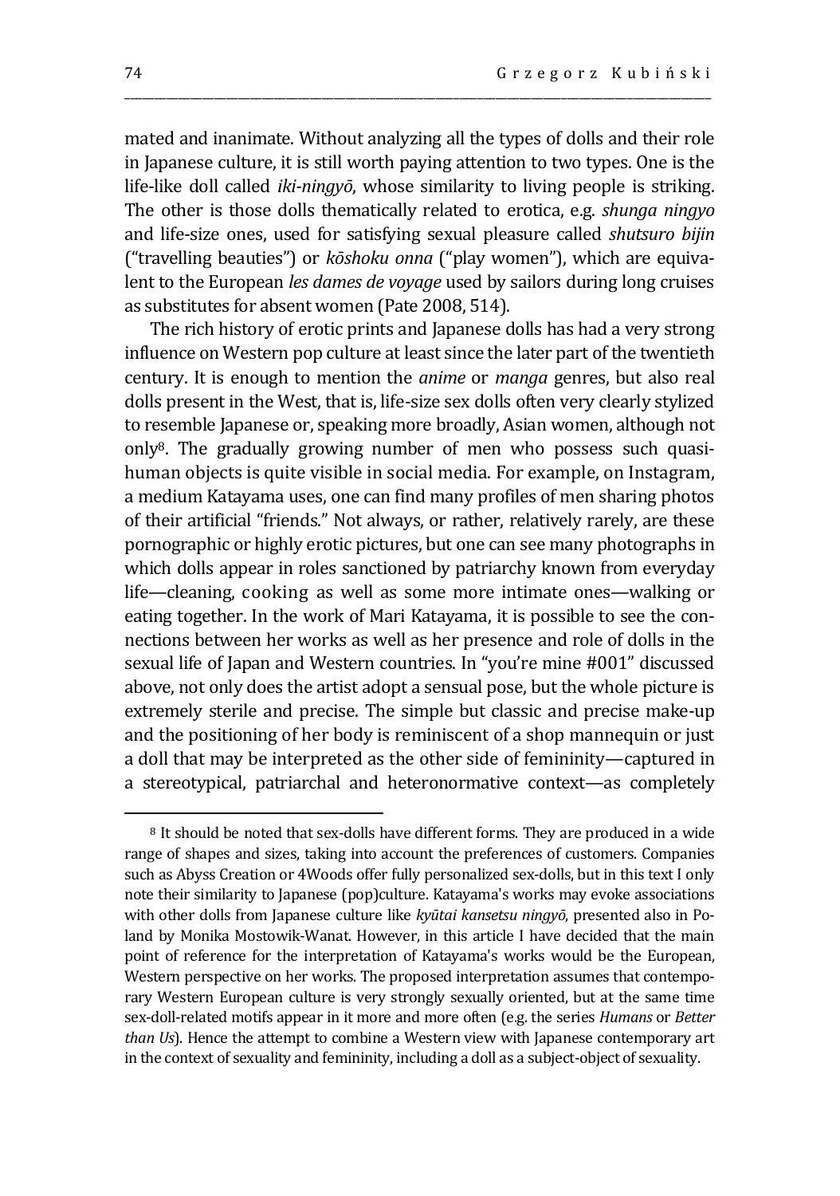mated and inanimate. Without analyzing all the types of dolls and their role in Japanese culture, it is still worth paying attention to two types. One is the life-like doll called *iki-ningyō*, whose similarity to living people is striking. The other is those dolls thematically related to erotica, e.g. *shunga ningyo* and life-size ones, used for satisfying sexual pleasure called *shutsuro bijin* ("travelling beauties") or *kōshoku onna* ("play women"), which are equivalent to the European *les dames de voyage* used by sailors during long cruises as substitutes for absent women (Pate 2008, 514).

The rich history of erotic prints and Japanese dolls has had a very strong influence on Western pop culture at least since the later part of the twentieth century. It is enough to mention the *anime* or *manga* genres, but also real dolls present in the West, that is, life-size sex dolls often very clearly stylized to resemble Japanese or, speaking more broadly, Asian women, although not only[8]. The gradually growing number of men who possess such quasi-human objects is quite visible in social media. For example, on Instagram, a medium Katayama uses, one can find many profiles of men sharing photos of their artificial "friends." Not always, or rather, relatively rarely, are these pornographic or highly erotic pictures, but one can see many photographs in which dolls appear in roles sanctioned by patriarchy known from everyday life—cleaning, cooking as well as some more intimate ones—walking or eating together. In the work of Mari Katayama, it is possible to see the connections between her works as well as her presence and role of dolls in the sexual life of Japan and Western countries. In "you're mine #001" discussed above, not only does the artist adopt a sensual pose, but the whole picture is extremely sterile and precise. The simple but classic and precise make-up and the positioning of her body is reminiscent of a shop mannequin or just a doll that may be interpreted as the other side of femininity—captured in a stereotypical, patriarchal and heteronormative context—as completely

---

[8] It should be noted that sex-dolls have different forms. They are produced in a wide range of shapes and sizes, taking into account the preferences of customers. Companies such as Abyss Creation or 4Woods offer fully personalized sex-dolls, but in this text I only note their similarity to Japanese (pop)culture. Katayama's works may evoke associations with other dolls from Japanese culture like *kyūtai kansetsu ningyō*, presented also in Poland by Monika Mostowik-Wanat. However, in this article I have decided that the main point of reference for the interpretation of Katayama's works would be the European, Western perspective on her works. The proposed interpretation assumes that contemporary Western European culture is very strongly sexually oriented, but at the same time sex-doll-related motifs appear in it more and more often (e.g. the series *Humans* or *Better than Us*). Hence the attempt to combine a Western view with Japanese contemporary art in the context of sexuality and femininity, including a doll as a subject-object of sexuality.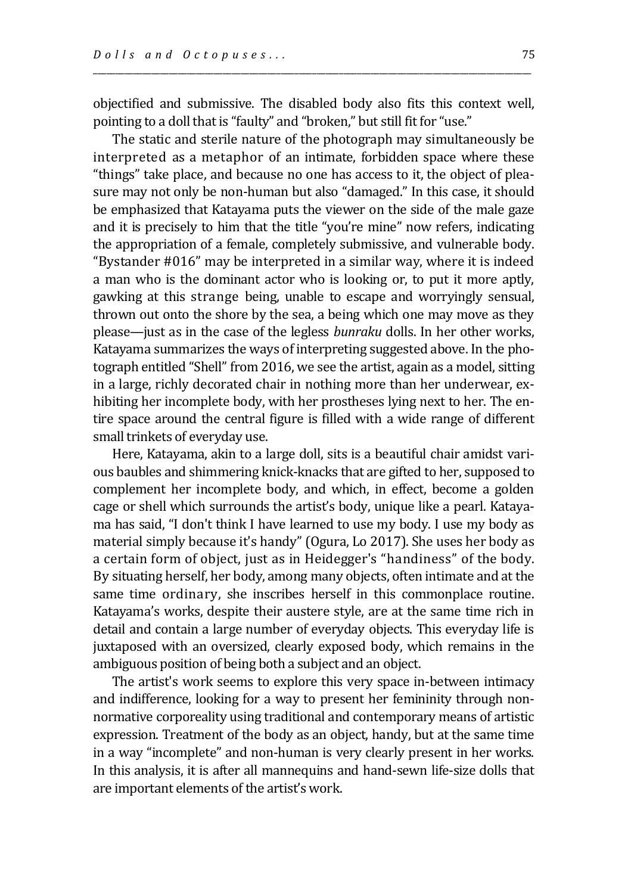objectified and submissive. The disabled body also fits this context well, pointing to a doll that is "faulty" and "broken," but still fit for "use."

The static and sterile nature of the photograph may simultaneously be interpreted as a metaphor of an intimate, forbidden space where these "things" take place, and because no one has access to it, the object of pleasure may not only be non-human but also "damaged." In this case, it should be emphasized that Katayama puts the viewer on the side of the male gaze and it is precisely to him that the title "you're mine" now refers, indicating the appropriation of a female, completely submissive, and vulnerable body. "Bystander #016" may be interpreted in a similar way, where it is indeed a man who is the dominant actor who is looking or, to put it more aptly, gawking at this strange being, unable to escape and worryingly sensual, thrown out onto the shore by the sea, a being which one may move as they please—just as in the case of the legless *bunraku* dolls. In her other works, Katayama summarizes the ways of interpreting suggested above. In the photograph entitled "Shell" from 2016, we see the artist, again as a model, sitting in a large, richly decorated chair in nothing more than her underwear, exhibiting her incomplete body, with her prostheses lying next to her. The entire space around the central figure is filled with a wide range of different small trinkets of everyday use.

Here, Katayama, akin to a large doll, sits is a beautiful chair amidst various baubles and shimmering knick-knacks that are gifted to her, supposed to complement her incomplete body, and which, in effect, become a golden cage or shell which surrounds the artist's body, unique like a pearl. Katayama has said, "I don't think I have learned to use my body. I use my body as material simply because it's handy" (Ogura, Lo 2017). She uses her body as a certain form of object, just as in Heidegger's "handiness" of the body. By situating herself, her body, among many objects, often intimate and at the same time ordinary, she inscribes herself in this commonplace routine. Katayama's works, despite their austere style, are at the same time rich in detail and contain a large number of everyday objects. This everyday life is juxtaposed with an oversized, clearly exposed body, which remains in the ambiguous position of being both a subject and an object.

The artist's work seems to explore this very space in-between intimacy and indifference, looking for a way to present her femininity through non-normative corporeality using traditional and contemporary means of artistic expression. Treatment of the body as an object, handy, but at the same time in a way "incomplete" and non-human is very clearly present in her works. In this analysis, it is after all mannequins and hand-sewn life-size dolls that are important elements of the artist's work.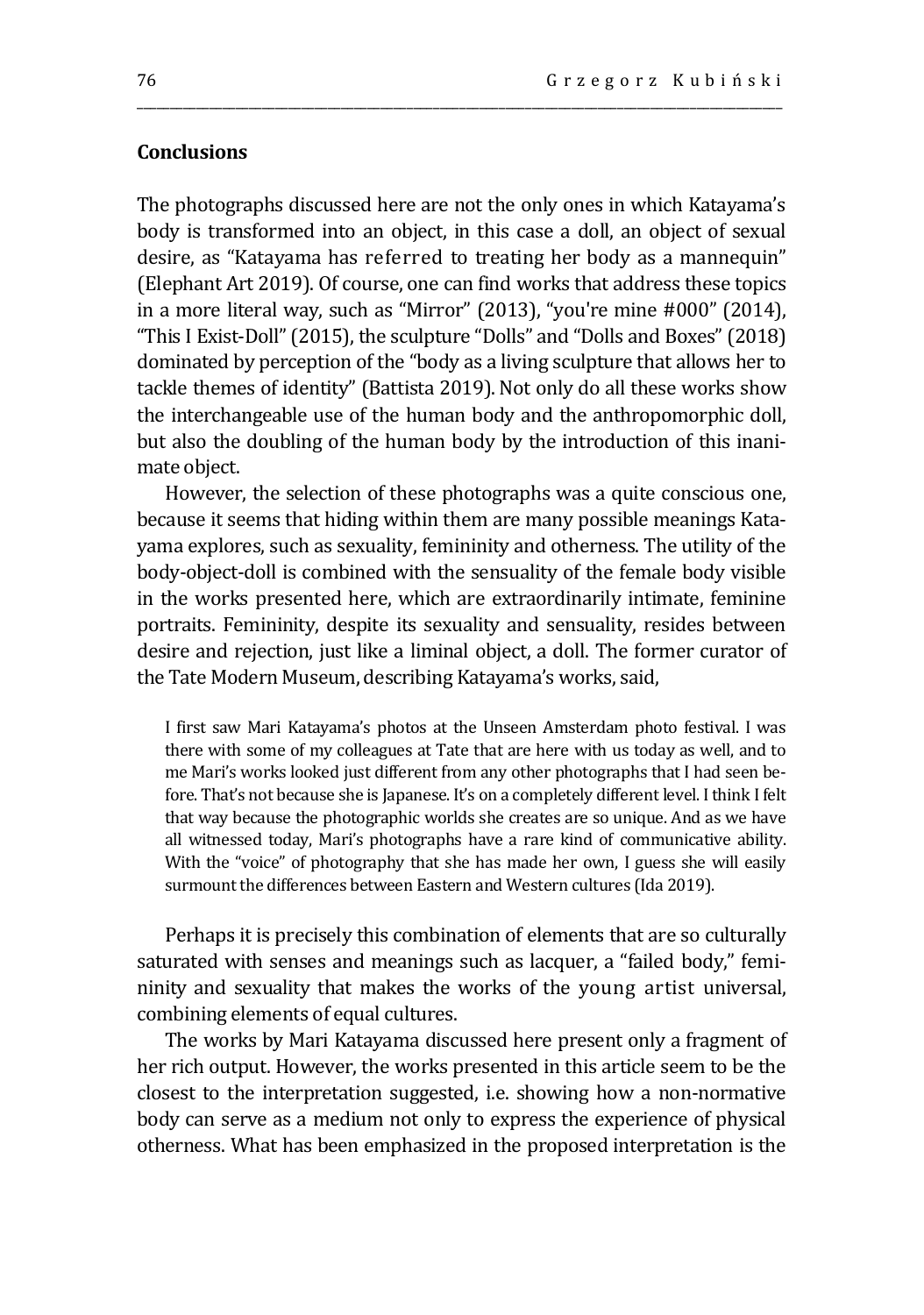## Conclusions

The photographs discussed here are not the only ones in which Katayama's body is transformed into an object, in this case a doll, an object of sexual desire, as "Katayama has referred to treating her body as a mannequin" (Elephant Art 2019). Of course, one can find works that address these topics in a more literal way, such as "Mirror" (2013), "you're mine #000" (2014), "This I Exist-Doll" (2015), the sculpture "Dolls" and "Dolls and Boxes" (2018) dominated by perception of the "body as a living sculpture that allows her to tackle themes of identity" (Battista 2019). Not only do all these works show the interchangeable use of the human body and the anthropomorphic doll, but also the doubling of the human body by the introduction of this inanimate object.

However, the selection of these photographs was a quite conscious one, because it seems that hiding within them are many possible meanings Katayama explores, such as sexuality, femininity and otherness. The utility of the body-object-doll is combined with the sensuality of the female body visible in the works presented here, which are extraordinarily intimate, feminine portraits. Femininity, despite its sexuality and sensuality, resides between desire and rejection, just like a liminal object, a doll. The former curator of the Tate Modern Museum, describing Katayama's works, said,

> I first saw Mari Katayama's photos at the Unseen Amsterdam photo festival. I was there with some of my colleagues at Tate that are here with us today as well, and to me Mari's works looked just different from any other photographs that I had seen before. That's not because she is Japanese. It's on a completely different level. I think I felt that way because the photographic worlds she creates are so unique. And as we have all witnessed today, Mari's photographs have a rare kind of communicative ability. With the "voice" of photography that she has made her own, I guess she will easily surmount the differences between Eastern and Western cultures (Ida 2019).

Perhaps it is precisely this combination of elements that are so culturally saturated with senses and meanings such as lacquer, a "failed body," femininity and sexuality that makes the works of the young artist universal, combining elements of equal cultures.

The works by Mari Katayama discussed here present only a fragment of her rich output. However, the works presented in this article seem to be the closest to the interpretation suggested, i.e. showing how a non-normative body can serve as a medium not only to express the experience of physical otherness. What has been emphasized in the proposed interpretation is the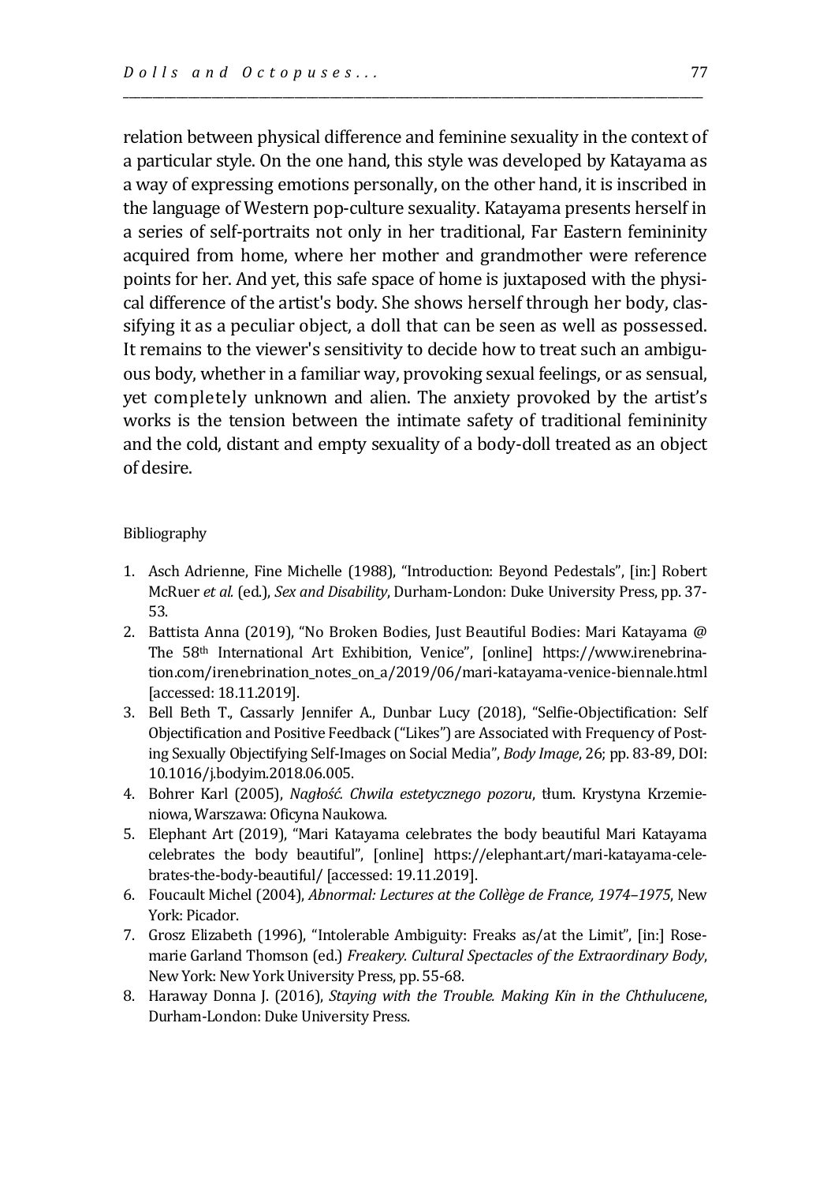relation between physical difference and feminine sexuality in the context of a particular style. On the one hand, this style was developed by Katayama as a way of expressing emotions personally, on the other hand, it is inscribed in the language of Western pop-culture sexuality. Katayama presents herself in a series of self-portraits not only in her traditional, Far Eastern femininity acquired from home, where her mother and grandmother were reference points for her. And yet, this safe space of home is juxtaposed with the physical difference of the artist's body. She shows herself through her body, classifying it as a peculiar object, a doll that can be seen as well as possessed. It remains to the viewer's sensitivity to decide how to treat such an ambiguous body, whether in a familiar way, provoking sexual feelings, or as sensual, yet completely unknown and alien. The anxiety provoked by the artist's works is the tension between the intimate safety of traditional femininity and the cold, distant and empty sexuality of a body-doll treated as an object of desire.

Bibliography

1. Asch Adrienne, Fine Michelle (1988), "Introduction: Beyond Pedestals", [in:] Robert McRuer *et al.* (ed.), *Sex and Disability*, Durham-London: Duke University Press, pp. 37-53.
2. Battista Anna (2019), "No Broken Bodies, Just Beautiful Bodies: Mari Katayama @ The 58th International Art Exhibition, Venice", [online] https://www.irenebrination.com/irenebrination_notes_on_a/2019/06/mari-katayama-venice-biennale.html [accessed: 18.11.2019].
3. Bell Beth T., Cassarly Jennifer A., Dunbar Lucy (2018), "Selfie-Objectification: Self Objectification and Positive Feedback ("Likes") are Associated with Frequency of Posting Sexually Objectifying Self-Images on Social Media", *Body Image*, 26; pp. 83-89, DOI: 10.1016/j.bodyim.2018.06.005.
4. Bohrer Karl (2005), *Nagłość. Chwila estetycznego pozoru*, tłum. Krystyna Krzemieniowa, Warszawa: Oficyna Naukowa.
5. Elephant Art (2019), "Mari Katayama celebrates the body beautiful Mari Katayama celebrates the body beautiful", [online] https://elephant.art/mari-katayama-celebrates-the-body-beautiful/ [accessed: 19.11.2019].
6. Foucault Michel (2004), *Abnormal: Lectures at the Collège de France, 1974–1975*, New York: Picador.
7. Grosz Elizabeth (1996), "Intolerable Ambiguity: Freaks as/at the Limit", [in:] Rosemarie Garland Thomson (ed.) *Freakery. Cultural Spectacles of the Extraordinary Body*, New York: New York University Press, pp. 55-68.
8. Haraway Donna J. (2016), *Staying with the Trouble. Making Kin in the Chthulucene*, Durham-London: Duke University Press.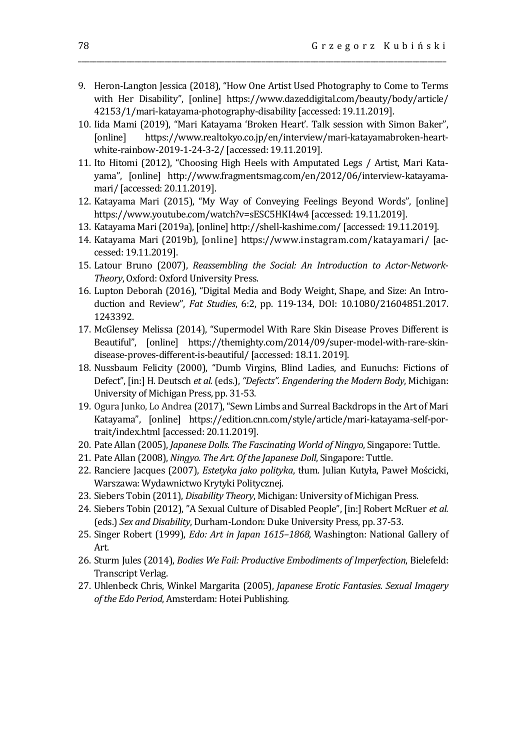9. Heron-Langton Jessica (2018), "How One Artist Used Photography to Come to Terms with Her Disability", [online] https://www.dazeddigital.com/beauty/body/article/42153/1/mari-katayama-photography-disability [accessed: 19.11.2019].
10. Iida Mami (2019), "Mari Katayama 'Broken Heart'. Talk session with Simon Baker", [online] https://www.realtokyo.co.jp/en/interview/mari-katayamabroken-heart-white-rainbow-2019-1-24-3-2/ [accessed: 19.11.2019].
11. Ito Hitomi (2012), "Choosing High Heels with Amputated Legs / Artist, Mari Katayama", [online] http://www.fragmentsmag.com/en/2012/06/interview-katayama-mari/ [accessed: 20.11.2019].
12. Katayama Mari (2015), "My Way of Conveying Feelings Beyond Words", [online] https://www.youtube.com/watch?v=sESC5HKI4w4 [accessed: 19.11.2019].
13. Katayama Mari (2019a), [online] http://shell-kashime.com/ [accessed: 19.11.2019].
14. Katayama Mari (2019b), [online] https://www.instagram.com/katayamari/ [accessed: 19.11.2019].
15. Latour Bruno (2007), *Reassembling the Social: An Introduction to Actor-Network-Theory*, Oxford: Oxford University Press.
16. Lupton Deborah (2016), "Digital Media and Body Weight, Shape, and Size: An Introduction and Review", *Fat Studies*, 6:2, pp. 119-134, DOI: 10.1080/21604851.2017.1243392.
17. McGlensey Melissa (2014), "Supermodel With Rare Skin Disease Proves Different is Beautiful", [online] https://themighty.com/2014/09/super-model-with-rare-skin-disease-proves-different-is-beautiful/ [accessed: 18.11. 2019].
18. Nussbaum Felicity (2000), "Dumb Virgins, Blind Ladies, and Eunuchs: Fictions of Defect", [in:] H. Deutsch *et al.* (eds.), *"Defects". Engendering the Modern Body*, Michigan: University of Michigan Press, pp. 31-53.
19. Ogura Junko, Lo Andrea (2017), "Sewn Limbs and Surreal Backdrops in the Art of Mari Katayama", [online] https://edition.cnn.com/style/article/mari-katayama-self-portrait/index.html [accessed: 20.11.2019].
20. Pate Allan (2005), *Japanese Dolls. The Fascinating World of Ningyo*, Singapore: Tuttle.
21. Pate Allan (2008), *Ningyo. The Art. Of the Japanese Doll*, Singapore: Tuttle.
22. Ranciere Jacques (2007), *Estetyka jako polityka*, tłum. Julian Kutyła, Paweł Mościcki, Warszawa: Wydawnictwo Krytyki Politycznej.
23. Siebers Tobin (2011), *Disability Theory*, Michigan: University of Michigan Press.
24. Siebers Tobin (2012), "A Sexual Culture of Disabled People", [in:] Robert McRuer *et al.* (eds.) *Sex and Disability*, Durham-London: Duke University Press, pp. 37-53.
25. Singer Robert (1999), *Edo: Art in Japan 1615–1868*, Washington: National Gallery of Art.
26. Sturm Jules (2014), *Bodies We Fail: Productive Embodiments of Imperfection*, Bielefeld: Transcript Verlag.
27. Uhlenbeck Chris, Winkel Margarita (2005), *Japanese Erotic Fantasies. Sexual Imagery of the Edo Period*, Amsterdam: Hotei Publishing.